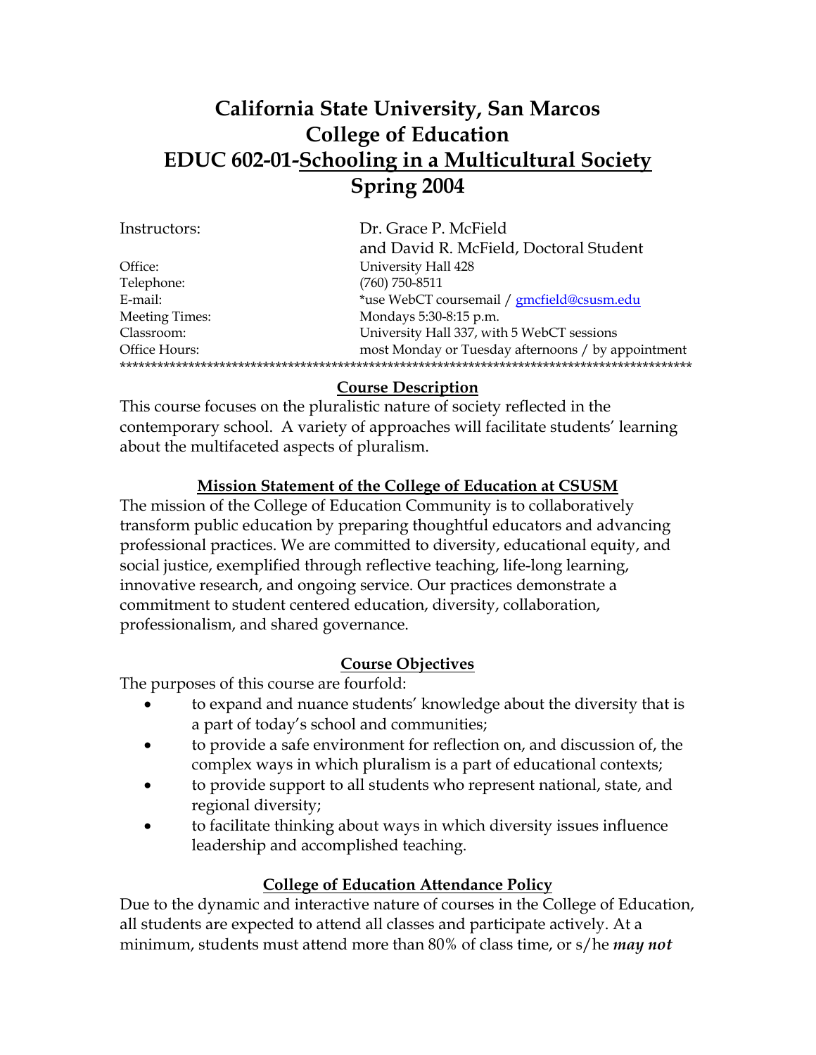# California State University, San Marcos
# College of Education
# EDUC 602-01-<u>Schooling in a Multicultural Society</u>
# Spring 2004

| | |
|---|---|
| Instructors: | Dr. Grace P. McField<br>and David R. McField, Doctoral Student |
| Office: | University Hall 428 |
| Telephone: | (760) 750-8511 |
| E-mail: | *use WebCT coursemail / gmcfield@csusm.edu |
| Meeting Times: | Mondays 5:30-8:15 p.m. |
| Classroom: | University Hall 337, with 5 WebCT sessions |
| Office Hours: | most Monday or Tuesday afternoons / by appointment |

*******************************************************************************************

## Course Description

This course focuses on the pluralistic nature of society reflected in the contemporary school. A variety of approaches will facilitate students' learning about the multifaceted aspects of pluralism.

## Mission Statement of the College of Education at CSUSM

The mission of the College of Education Community is to collaboratively transform public education by preparing thoughtful educators and advancing professional practices. We are committed to diversity, educational equity, and social justice, exemplified through reflective teaching, life-long learning, innovative research, and ongoing service. Our practices demonstrate a commitment to student centered education, diversity, collaboration, professionalism, and shared governance.

## Course Objectives

The purposes of this course are fourfold:

- to expand and nuance students' knowledge about the diversity that is a part of today's school and communities;
- to provide a safe environment for reflection on, and discussion of, the complex ways in which pluralism is a part of educational contexts;
- to provide support to all students who represent national, state, and regional diversity;
- to facilitate thinking about ways in which diversity issues influence leadership and accomplished teaching.

## College of Education Attendance Policy

Due to the dynamic and interactive nature of courses in the College of Education, all students are expected to attend all classes and participate actively. At a minimum, students must attend more than 80% of class time, or s/he ***may not***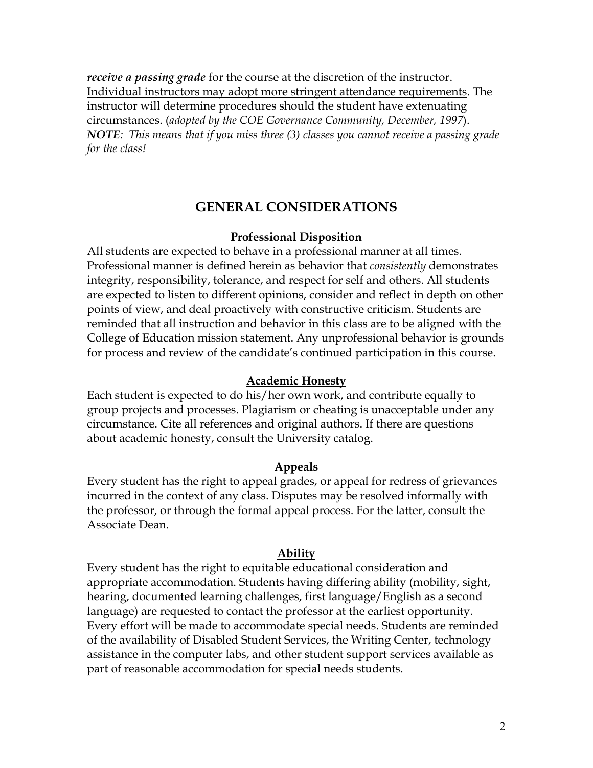***receive a passing grade*** for the course at the discretion of the instructor. <u>Individual instructors may adopt more stringent attendance requirements</u>. The instructor will determine procedures should the student have extenuating circumstances. (*adopted by the COE Governance Community, December, 1997*).
***NOTE****: This means that if you miss three (3) classes you cannot receive a passing grade for the class!*

## GENERAL CONSIDERATIONS

### Professional Disposition

All students are expected to behave in a professional manner at all times. Professional manner is defined herein as behavior that *consistently* demonstrates integrity, responsibility, tolerance, and respect for self and others. All students are expected to listen to different opinions, consider and reflect in depth on other points of view, and deal proactively with constructive criticism. Students are reminded that all instruction and behavior in this class are to be aligned with the College of Education mission statement. Any unprofessional behavior is grounds for process and review of the candidate's continued participation in this course.

### Academic Honesty

Each student is expected to do his/her own work, and contribute equally to group projects and processes. Plagiarism or cheating is unacceptable under any circumstance. Cite all references and original authors. If there are questions about academic honesty, consult the University catalog.

### Appeals

Every student has the right to appeal grades, or appeal for redress of grievances incurred in the context of any class. Disputes may be resolved informally with the professor, or through the formal appeal process. For the latter, consult the Associate Dean.

### Ability

Every student has the right to equitable educational consideration and appropriate accommodation. Students having differing ability (mobility, sight, hearing, documented learning challenges, first language/English as a second language) are requested to contact the professor at the earliest opportunity. Every effort will be made to accommodate special needs. Students are reminded of the availability of Disabled Student Services, the Writing Center, technology assistance in the computer labs, and other student support services available as part of reasonable accommodation for special needs students.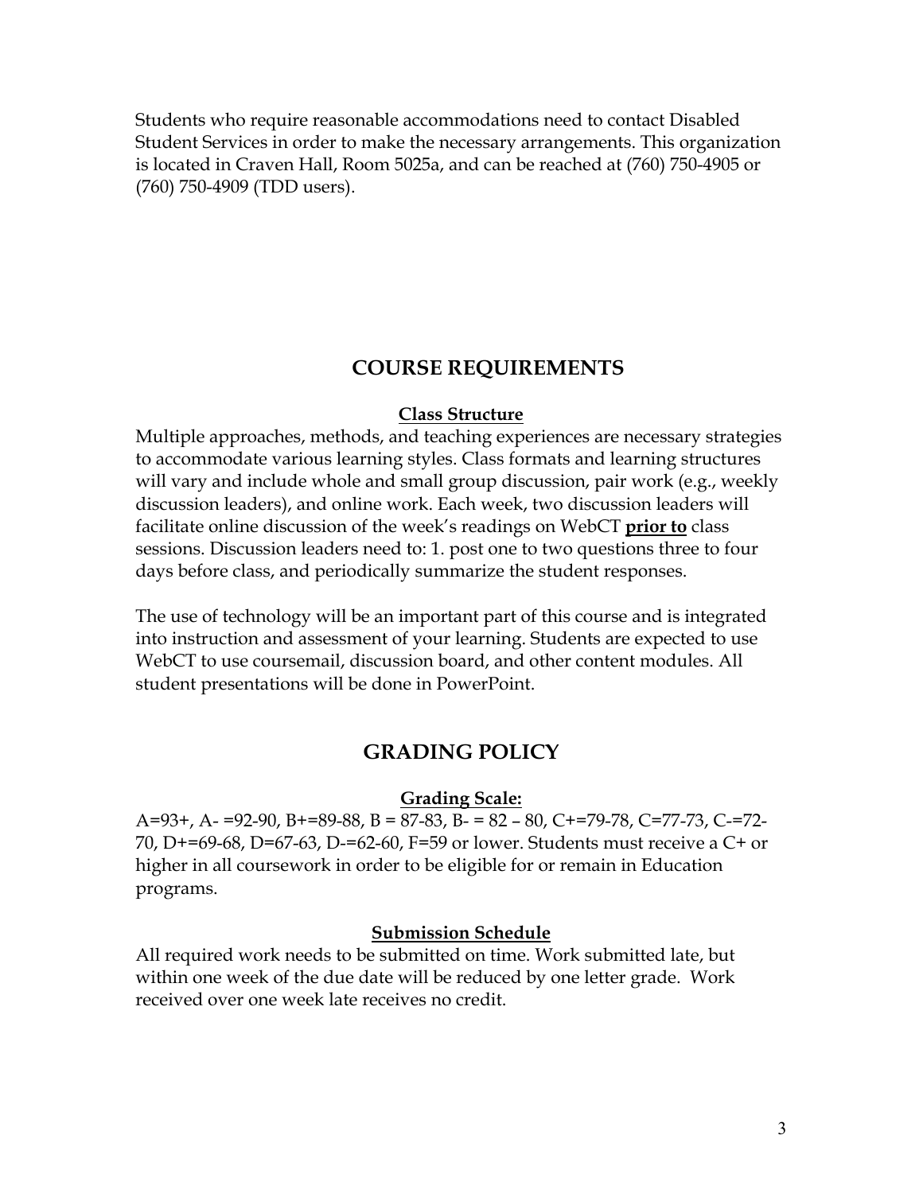Students who require reasonable accommodations need to contact Disabled Student Services in order to make the necessary arrangements. This organization is located in Craven Hall, Room 5025a, and can be reached at (760) 750-4905 or (760) 750-4909 (TDD users).

## COURSE REQUIREMENTS

### Class Structure

Multiple approaches, methods, and teaching experiences are necessary strategies to accommodate various learning styles. Class formats and learning structures will vary and include whole and small group discussion, pair work (e.g., weekly discussion leaders), and online work. Each week, two discussion leaders will facilitate online discussion of the week's readings on WebCT **prior to** class sessions. Discussion leaders need to: 1. post one to two questions three to four days before class, and periodically summarize the student responses.

The use of technology will be an important part of this course and is integrated into instruction and assessment of your learning. Students are expected to use WebCT to use coursemail, discussion board, and other content modules. All student presentations will be done in PowerPoint.

## GRADING POLICY

### Grading Scale:

A=93+, A- =92-90, B+=89-88, B = 87-83, B- = 82 – 80, C+=79-78, C=77-73, C-=72-70, D+=69-68, D=67-63, D-=62-60, F=59 or lower. Students must receive a C+ or higher in all coursework in order to be eligible for or remain in Education programs.

### Submission Schedule

All required work needs to be submitted on time. Work submitted late, but within one week of the due date will be reduced by one letter grade. Work received over one week late receives no credit.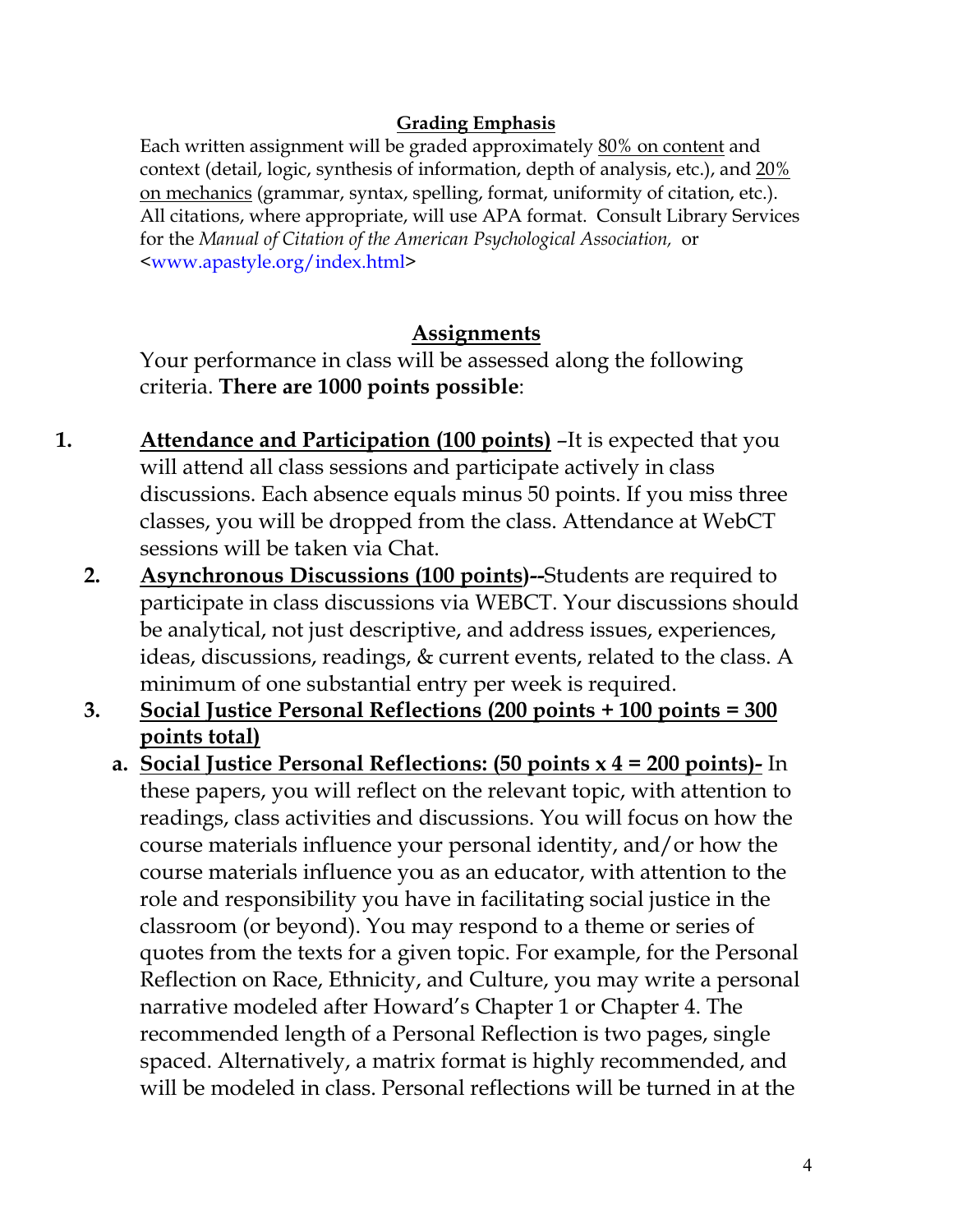**Grading Emphasis**

Each written assignment will be graded approximately 80% on content and context (detail, logic, synthesis of information, depth of analysis, etc.), and 20% on mechanics (grammar, syntax, spelling, format, uniformity of citation, etc.). All citations, where appropriate, will use APA format. Consult Library Services for the *Manual of Citation of the American Psychological Association,* or <www.apastyle.org/index.html>

## Assignments

Your performance in class will be assessed along the following criteria. **There are 1000 points possible**:

1. **Attendance and Participation (100 points)** –It is expected that you will attend all class sessions and participate actively in class discussions. Each absence equals minus 50 points. If you miss three classes, you will be dropped from the class. Attendance at WebCT sessions will be taken via Chat.
2. **Asynchronous Discussions (100 points)--**Students are required to participate in class discussions via WEBCT. Your discussions should be analytical, not just descriptive, and address issues, experiences, ideas, discussions, readings, & current events, related to the class. A minimum of one substantial entry per week is required.
3. **Social Justice Personal Reflections (200 points + 100 points = 300 points total)**
   a. **Social Justice Personal Reflections: (50 points x 4 = 200 points)-** In these papers, you will reflect on the relevant topic, with attention to readings, class activities and discussions. You will focus on how the course materials influence your personal identity, and/or how the course materials influence you as an educator, with attention to the role and responsibility you have in facilitating social justice in the classroom (or beyond). You may respond to a theme or series of quotes from the texts for a given topic. For example, for the Personal Reflection on Race, Ethnicity, and Culture, you may write a personal narrative modeled after Howard's Chapter 1 or Chapter 4. The recommended length of a Personal Reflection is two pages, single spaced. Alternatively, a matrix format is highly recommended, and will be modeled in class. Personal reflections will be turned in at the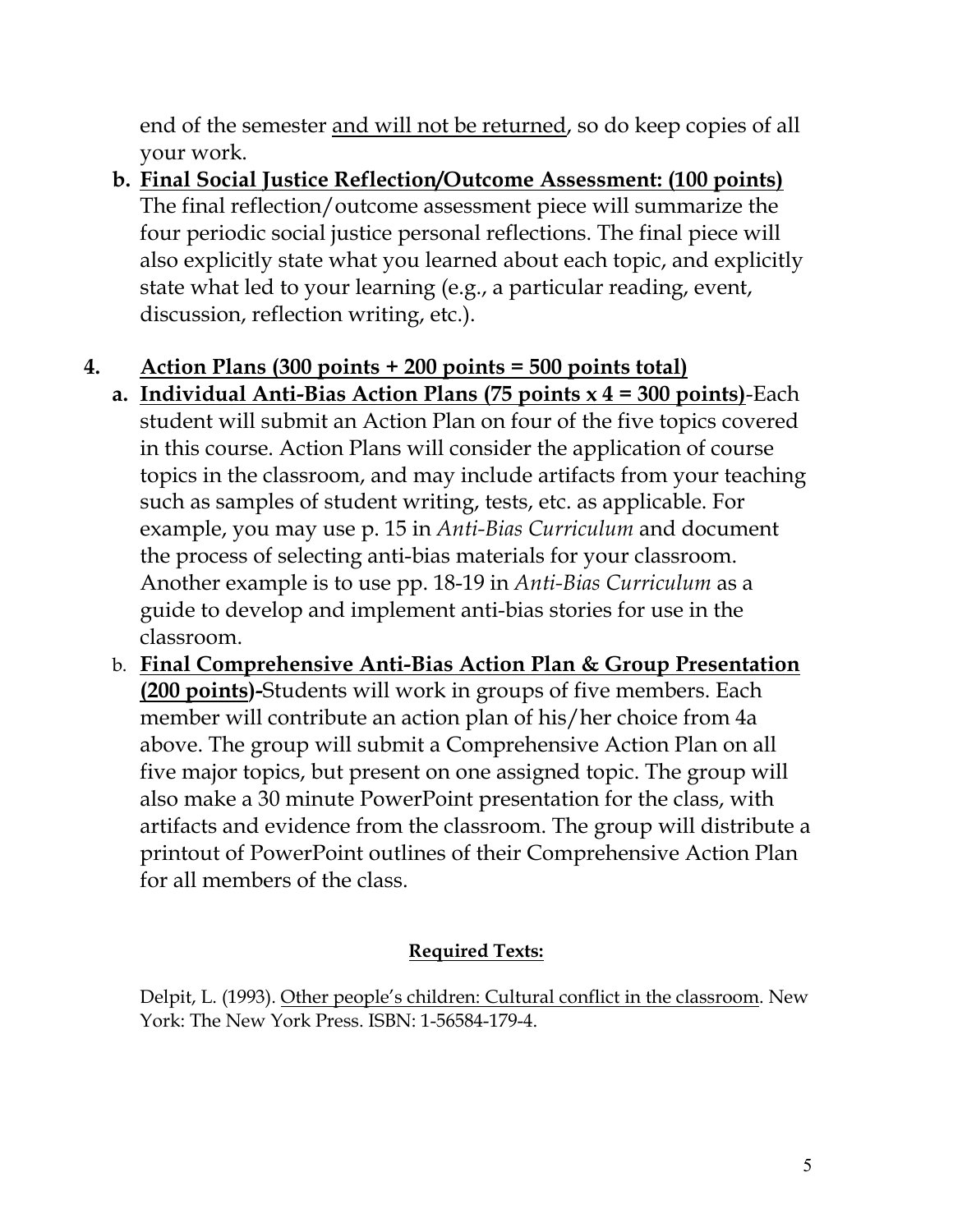end of the semester <u>and will not be returned</u>, so do keep copies of all your work.

**b. <u>Final Social Justice Reflection/Outcome Assessment: (100 points)</u>** The final reflection/outcome assessment piece will summarize the four periodic social justice personal reflections. The final piece will also explicitly state what you learned about each topic, and explicitly state what led to your learning (e.g., a particular reading, event, discussion, reflection writing, etc.).

**4. <u>Action Plans (300 points + 200 points = 500 points total)</u>**

**a. <u>Individual Anti-Bias Action Plans (75 points x 4 = 300 points)</u>**-Each student will submit an Action Plan on four of the five topics covered in this course. Action Plans will consider the application of course topics in the classroom, and may include artifacts from your teaching such as samples of student writing, tests, etc. as applicable. For example, you may use p. 15 in *Anti-Bias Curriculum* and document the process of selecting anti-bias materials for your classroom. Another example is to use pp. 18-19 in *Anti-Bias Curriculum* as a guide to develop and implement anti-bias stories for use in the classroom.

b. **<u>Final Comprehensive Anti-Bias Action Plan & Group Presentation (200 points)</u>-**Students will work in groups of five members. Each member will contribute an action plan of his/her choice from 4a above. The group will submit a Comprehensive Action Plan on all five major topics, but present on one assigned topic. The group will also make a 30 minute PowerPoint presentation for the class, with artifacts and evidence from the classroom. The group will distribute a printout of PowerPoint outlines of their Comprehensive Action Plan for all members of the class.

**<u>Required Texts:</u>**

Delpit, L. (1993). <u>Other people's children: Cultural conflict in the classroom</u>. New York: The New York Press. ISBN: 1-56584-179-4.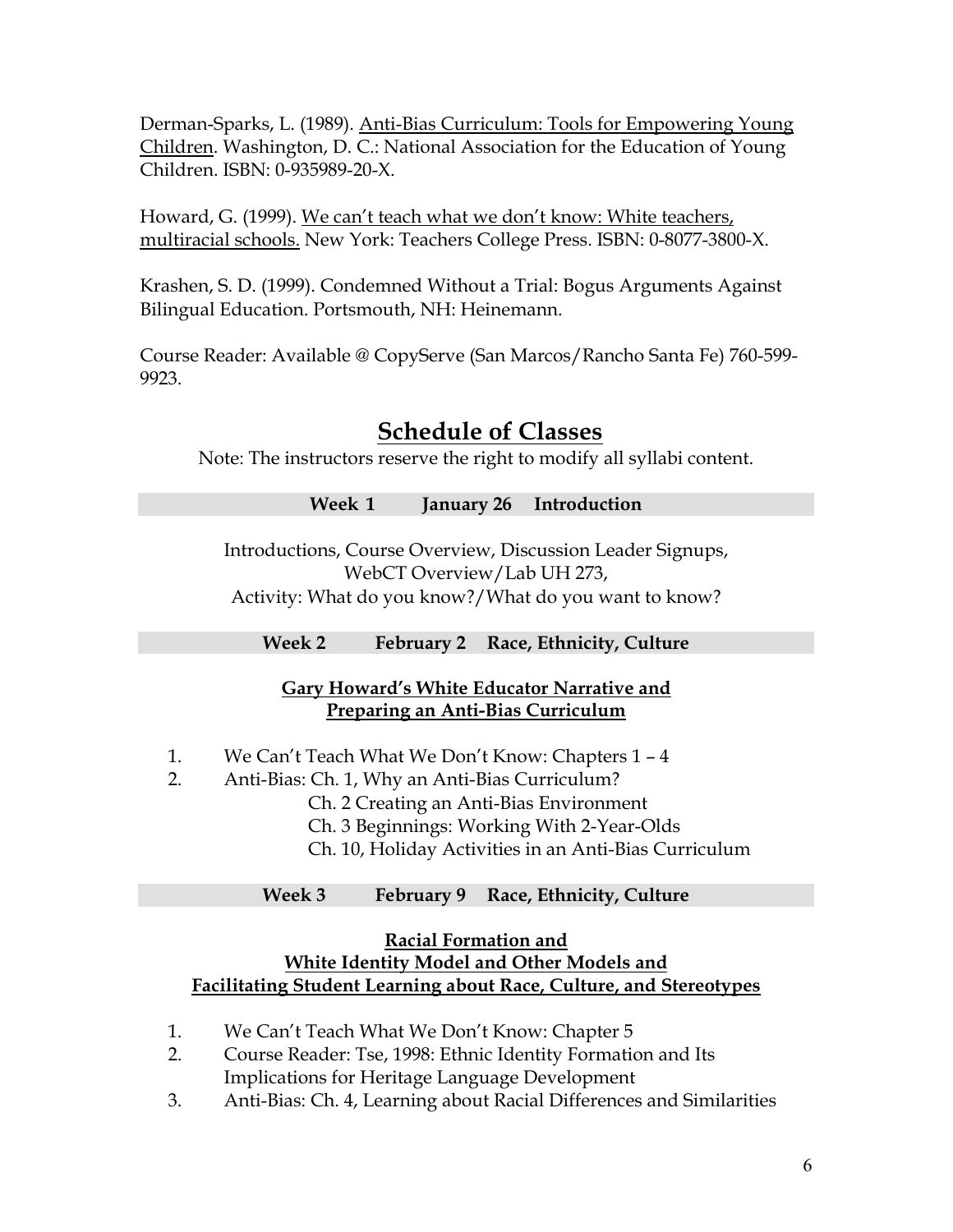Derman-Sparks, L. (1989). Anti-Bias Curriculum: Tools for Empowering Young Children. Washington, D. C.: National Association for the Education of Young Children. ISBN: 0-935989-20-X.

Howard, G. (1999). We can't teach what we don't know: White teachers, multiracial schools. New York: Teachers College Press. ISBN: 0-8077-3800-X.

Krashen, S. D. (1999). Condemned Without a Trial: Bogus Arguments Against Bilingual Education. Portsmouth, NH: Heinemann.

Course Reader: Available @ CopyServe (San Marcos/Rancho Santa Fe) 760-599-9923.

## Schedule of Classes

Note: The instructors reserve the right to modify all syllabi content.

**Week 1 January 26 Introduction**

Introductions, Course Overview, Discussion Leader Signups, WebCT Overview/Lab UH 273, Activity: What do you know?/What do you want to know?

**Week 2 February 2 Race, Ethnicity, Culture**

**Gary Howard's White Educator Narrative and Preparing an Anti-Bias Curriculum**

1. We Can't Teach What We Don't Know: Chapters 1 – 4
2. Anti-Bias: Ch. 1, Why an Anti-Bias Curriculum?
   - Ch. 2 Creating an Anti-Bias Environment
   - Ch. 3 Beginnings: Working With 2-Year-Olds
   - Ch. 10, Holiday Activities in an Anti-Bias Curriculum

**Week 3 February 9 Race, Ethnicity, Culture**

**Racial Formation and White Identity Model and Other Models and Facilitating Student Learning about Race, Culture, and Stereotypes**

1. We Can't Teach What We Don't Know: Chapter 5
2. Course Reader: Tse, 1998: Ethnic Identity Formation and Its Implications for Heritage Language Development
3. Anti-Bias: Ch. 4, Learning about Racial Differences and Similarities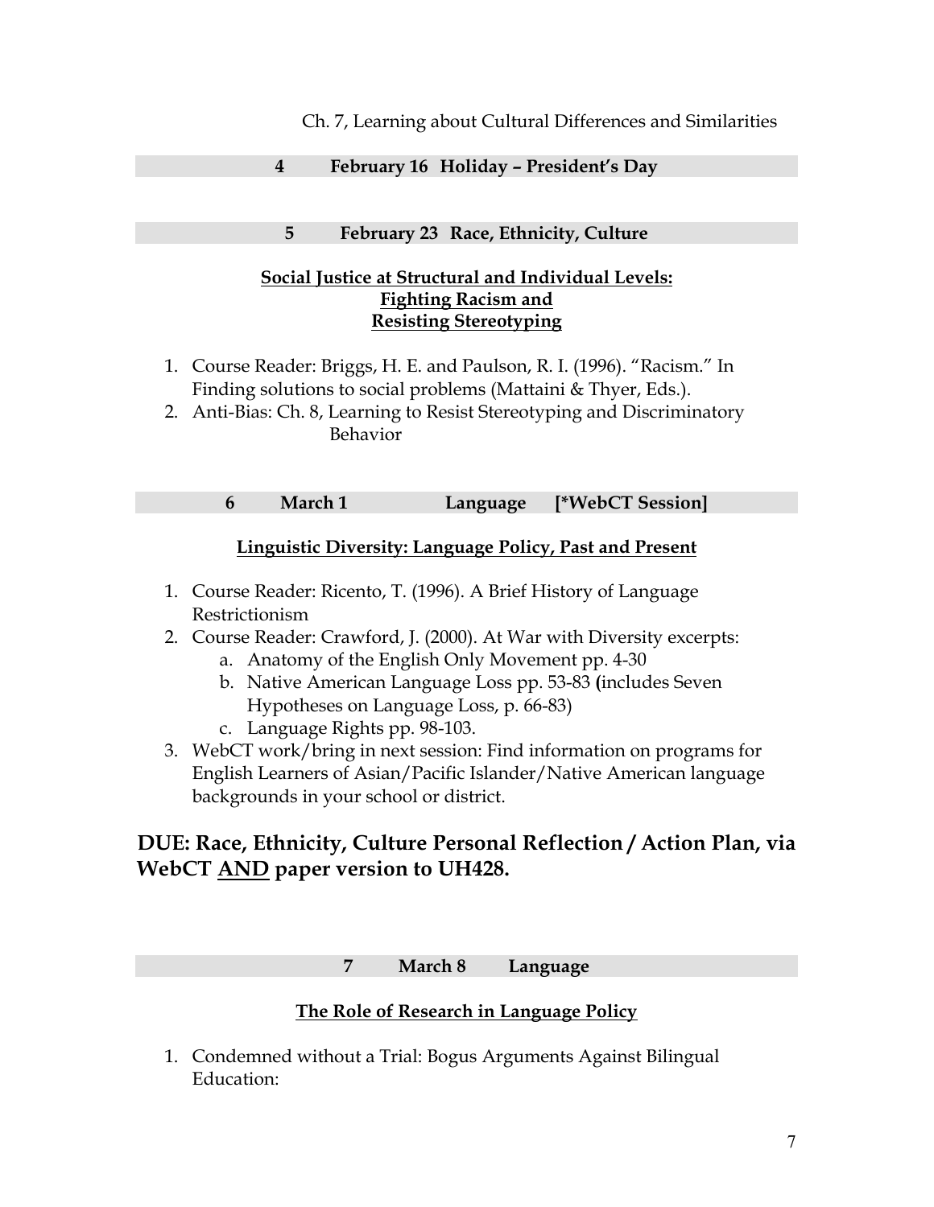Ch. 7, Learning about Cultural Differences and Similarities

**4 February 16 Holiday – President's Day**

**5 February 23 Race, Ethnicity, Culture**

**Social Justice at Structural and Individual Levels: Fighting Racism and Resisting Stereotyping**

1. Course Reader: Briggs, H. E. and Paulson, R. I. (1996). "Racism." In Finding solutions to social problems (Mattaini & Thyer, Eds.).
2. Anti-Bias: Ch. 8, Learning to Resist Stereotyping and Discriminatory Behavior

**6 March 1 Language [*WebCT Session]**

**Linguistic Diversity: Language Policy, Past and Present**

1. Course Reader: Ricento, T. (1996). A Brief History of Language Restrictionism
2. Course Reader: Crawford, J. (2000). At War with Diversity excerpts:
   a. Anatomy of the English Only Movement pp. 4-30
   b. Native American Language Loss pp. 53-83 (includes Seven Hypotheses on Language Loss, p. 66-83)
   c. Language Rights pp. 98-103.
3. WebCT work/bring in next session: Find information on programs for English Learners of Asian/Pacific Islander/Native American language backgrounds in your school or district.

## DUE: Race, Ethnicity, Culture Personal Reflection / Action Plan, via WebCT AND paper version to UH428.

**7 March 8 Language**

**The Role of Research in Language Policy**

1. Condemned without a Trial: Bogus Arguments Against Bilingual Education: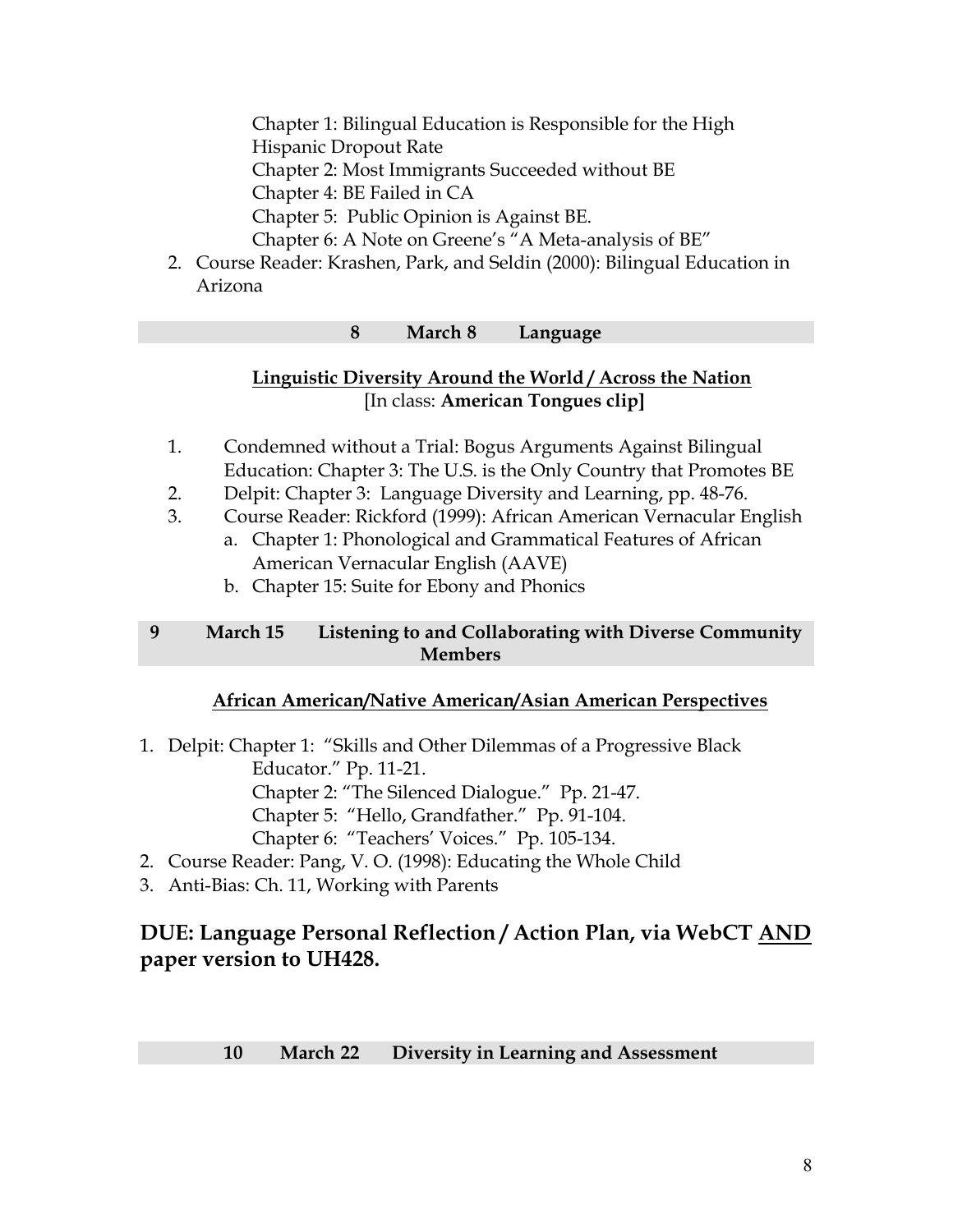Chapter 1: Bilingual Education is Responsible for the High Hispanic Dropout Rate
Chapter 2: Most Immigrants Succeeded without BE
Chapter 4: BE Failed in CA
Chapter 5: Public Opinion is Against BE.
Chapter 6: A Note on Greene's "A Meta-analysis of BE"

2. Course Reader: Krashen, Park, and Seldin (2000): Bilingual Education in Arizona

**8 March 8 Language**

**Linguistic Diversity Around the World / Across the Nation**
[In class: **American Tongues clip]**

1. Condemned without a Trial: Bogus Arguments Against Bilingual Education: Chapter 3: The U.S. is the Only Country that Promotes BE
2. Delpit: Chapter 3: Language Diversity and Learning, pp. 48-76.
3. Course Reader: Rickford (1999): African American Vernacular English
   a. Chapter 1: Phonological and Grammatical Features of African American Vernacular English (AAVE)
   b. Chapter 15: Suite for Ebony and Phonics

**9 March 15 Listening to and Collaborating with Diverse Community Members**

**African American/Native American/Asian American Perspectives**

1. Delpit: Chapter 1: "Skills and Other Dilemmas of a Progressive Black Educator." Pp. 11-21.
   Chapter 2: "The Silenced Dialogue." Pp. 21-47.
   Chapter 5: "Hello, Grandfather." Pp. 91-104.
   Chapter 6: "Teachers' Voices." Pp. 105-134.
2. Course Reader: Pang, V. O. (1998): Educating the Whole Child
3. Anti-Bias: Ch. 11, Working with Parents

## DUE: Language Personal Reflection / Action Plan, via WebCT AND paper version to UH428.

**10 March 22 Diversity in Learning and Assessment**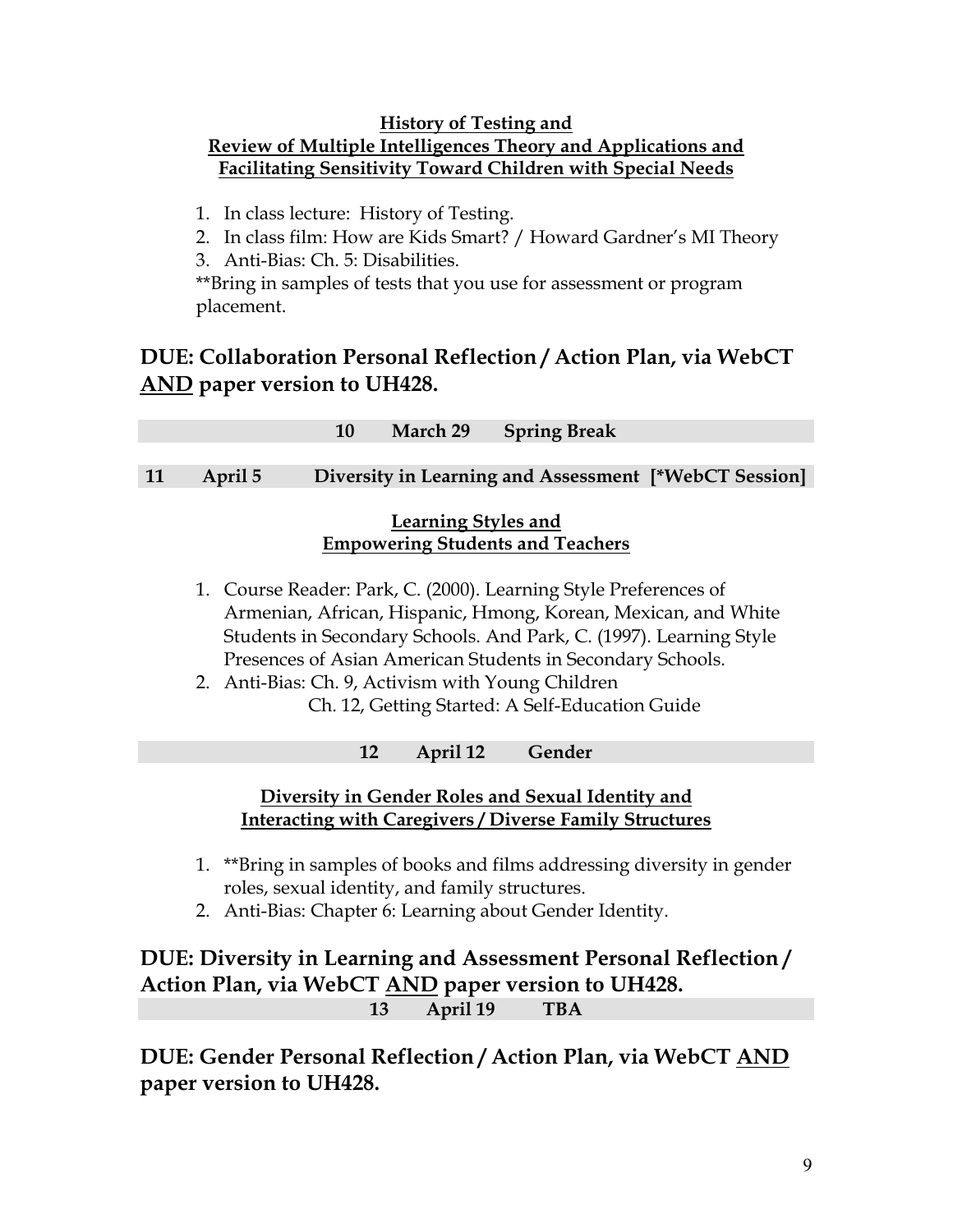**History of Testing and**
**Review of Multiple Intelligences Theory and Applications and**
**Facilitating Sensitivity Toward Children with Special Needs**

1. In class lecture: History of Testing.
2. In class film: How are Kids Smart? / Howard Gardner's MI Theory
3. Anti-Bias: Ch. 5: Disabilities.

**Bring in samples of tests that you use for assessment or program placement.

## DUE: Collaboration Personal Reflection / Action Plan, via WebCT AND paper version to UH428.

**10 March 29 Spring Break**

**11 April 5 Diversity in Learning and Assessment [*WebCT Session]**

**Learning Styles and**
**Empowering Students and Teachers**

1. Course Reader: Park, C. (2000). Learning Style Preferences of Armenian, African, Hispanic, Hmong, Korean, Mexican, and White Students in Secondary Schools. And Park, C. (1997). Learning Style Presences of Asian American Students in Secondary Schools.
2. Anti-Bias: Ch. 9, Activism with Young Children
   Ch. 12, Getting Started: A Self-Education Guide

**12 April 12 Gender**

**Diversity in Gender Roles and Sexual Identity and**
**Interacting with Caregivers / Diverse Family Structures**

1. **Bring in samples of books and films addressing diversity in gender roles, sexual identity, and family structures.
2. Anti-Bias: Chapter 6: Learning about Gender Identity.

## DUE: Diversity in Learning and Assessment Personal Reflection / Action Plan, via WebCT AND paper version to UH428.

**13 April 19 TBA**

## DUE: Gender Personal Reflection / Action Plan, via WebCT AND paper version to UH428.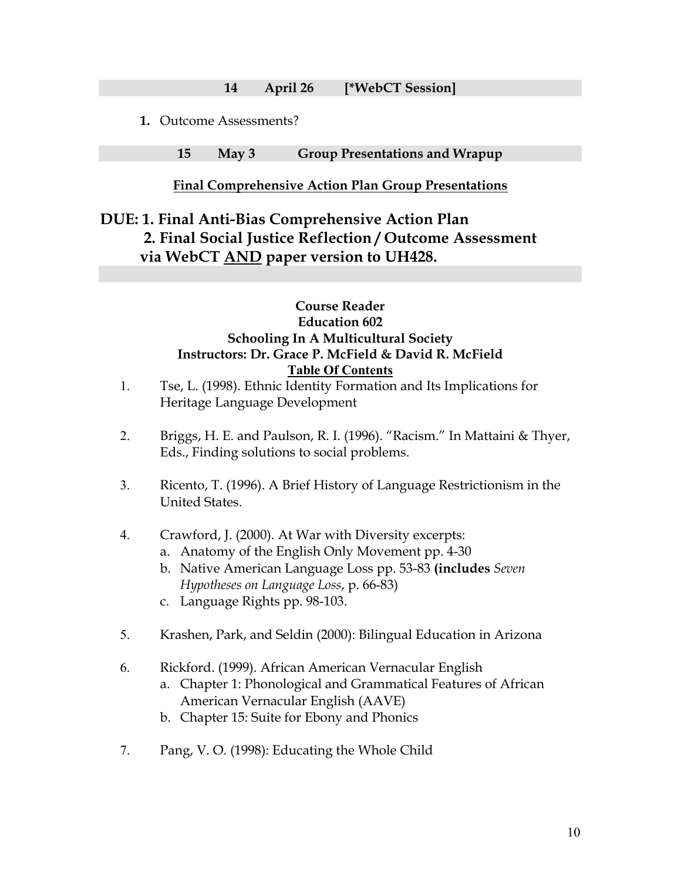**14 April 26 [*WebCT Session]**

1. Outcome Assessments?

**15 May 3 Group Presentations and Wrapup**

**Final Comprehensive Action Plan Group Presentations**

**DUE: 1. Final Anti-Bias Comprehensive Action Plan**
**2. Final Social Justice Reflection / Outcome Assessment via WebCT AND paper version to UH428.**

**Course Reader**
**Education 602**
**Schooling In A Multicultural Society**
**Instructors: Dr. Grace P. McField & David R. McField**
**Table Of Contents**

1. Tse, L. (1998). Ethnic Identity Formation and Its Implications for Heritage Language Development

2. Briggs, H. E. and Paulson, R. I. (1996). "Racism." In Mattaini & Thyer, Eds., Finding solutions to social problems.

3. Ricento, T. (1996). A Brief History of Language Restrictionism in the United States.

4. Crawford, J. (2000). At War with Diversity excerpts:
   a. Anatomy of the English Only Movement pp. 4-30
   b. Native American Language Loss pp. 53-83 **(includes** *Seven Hypotheses on Language Loss*, p. 66-83)
   c. Language Rights pp. 98-103.

5. Krashen, Park, and Seldin (2000): Bilingual Education in Arizona

6. Rickford. (1999). African American Vernacular English
   a. Chapter 1: Phonological and Grammatical Features of African American Vernacular English (AAVE)
   b. Chapter 15: Suite for Ebony and Phonics

7. Pang, V. O. (1998): Educating the Whole Child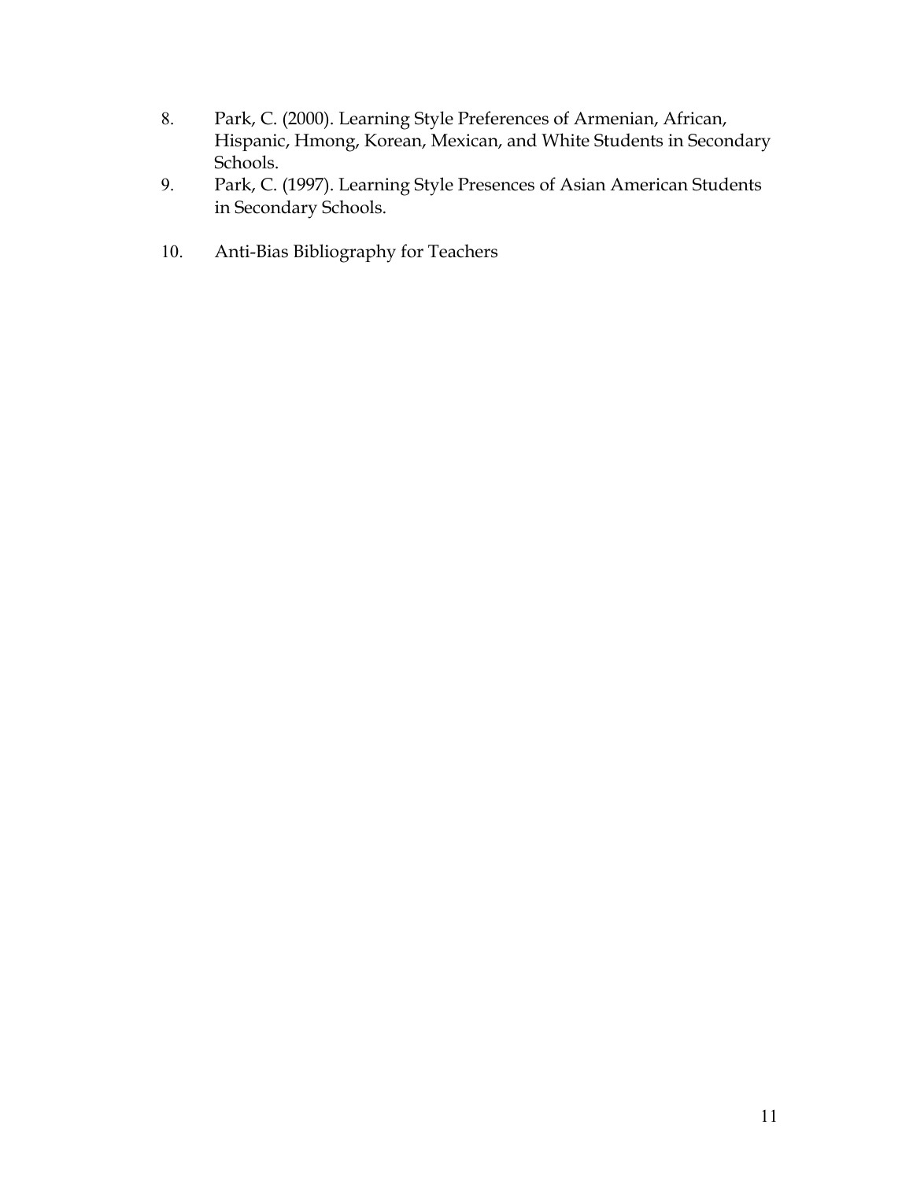8. Park, C. (2000). Learning Style Preferences of Armenian, African, Hispanic, Hmong, Korean, Mexican, and White Students in Secondary Schools.
9. Park, C. (1997). Learning Style Presences of Asian American Students in Secondary Schools.

10. Anti-Bias Bibliography for Teachers